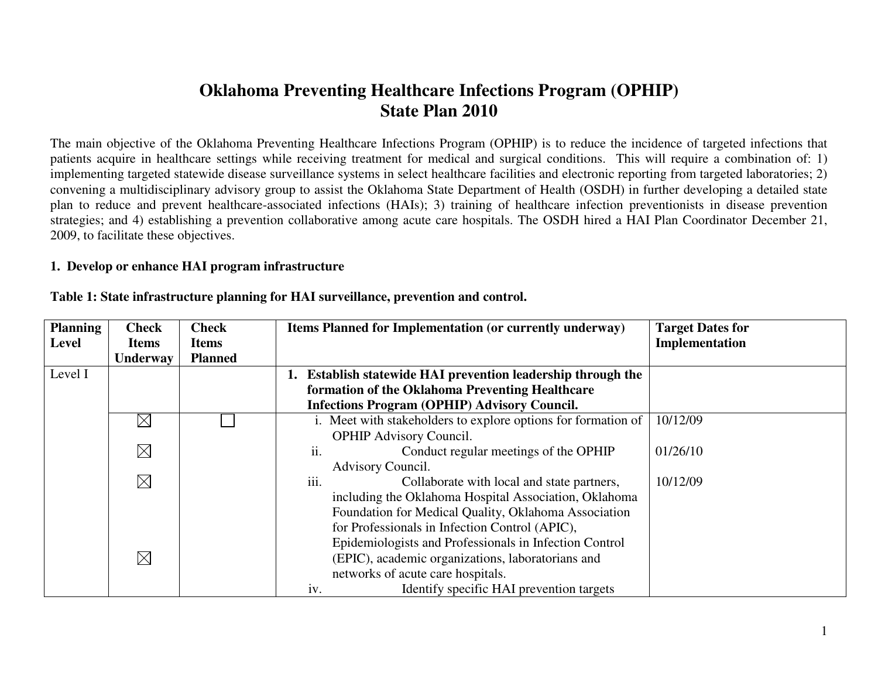# Oklahoma Preventing Healthcare Infections Program (OPHIP)
# State Plan 2010

The main objective of the Oklahoma Preventing Healthcare Infections Program (OPHIP) is to reduce the incidence of targeted infections that patients acquire in healthcare settings while receiving treatment for medical and surgical conditions. This will require a combination of: 1) implementing targeted statewide disease surveillance systems in select healthcare facilities and electronic reporting from targeted laboratories; 2) convening a multidisciplinary advisory group to assist the Oklahoma State Department of Health (OSDH) in further developing a detailed state plan to reduce and prevent healthcare-associated infections (HAIs); 3) training of healthcare infection preventionists in disease prevention strategies; and 4) establishing a prevention collaborative among acute care hospitals. The OSDH hired a HAI Plan Coordinator December 21, 2009, to facilitate these objectives.

## 1. Develop or enhance HAI program infrastructure

**Table 1: State infrastructure planning for HAI surveillance, prevention and control.**

| Planning Level | Check Items Underway | Check Items Planned | Items Planned for Implementation (or currently underway) | Target Dates for Implementation |
|---|---|---|---|---|
| Level I | | | **1. Establish statewide HAI prevention leadership through the formation of the Oklahoma Preventing Healthcare Infections Program (OPHIP) Advisory Council.** | |
| | ☒ | ☐ | i. Meet with stakeholders to explore options for formation of OPHIP Advisory Council. | 10/12/09 |
| | ☒ | | ii. Conduct regular meetings of the OPHIP Advisory Council. | 01/26/10 |
| | ☒ | | iii. Collaborate with local and state partners, including the Oklahoma Hospital Association, Oklahoma Foundation for Medical Quality, Oklahoma Association for Professionals in Infection Control (APIC), Epidemiologists and Professionals in Infection Control (EPIC), academic organizations, laboratorians and networks of acute care hospitals. | 10/12/09 |
| | ☒ | | iv. Identify specific HAI prevention targets | |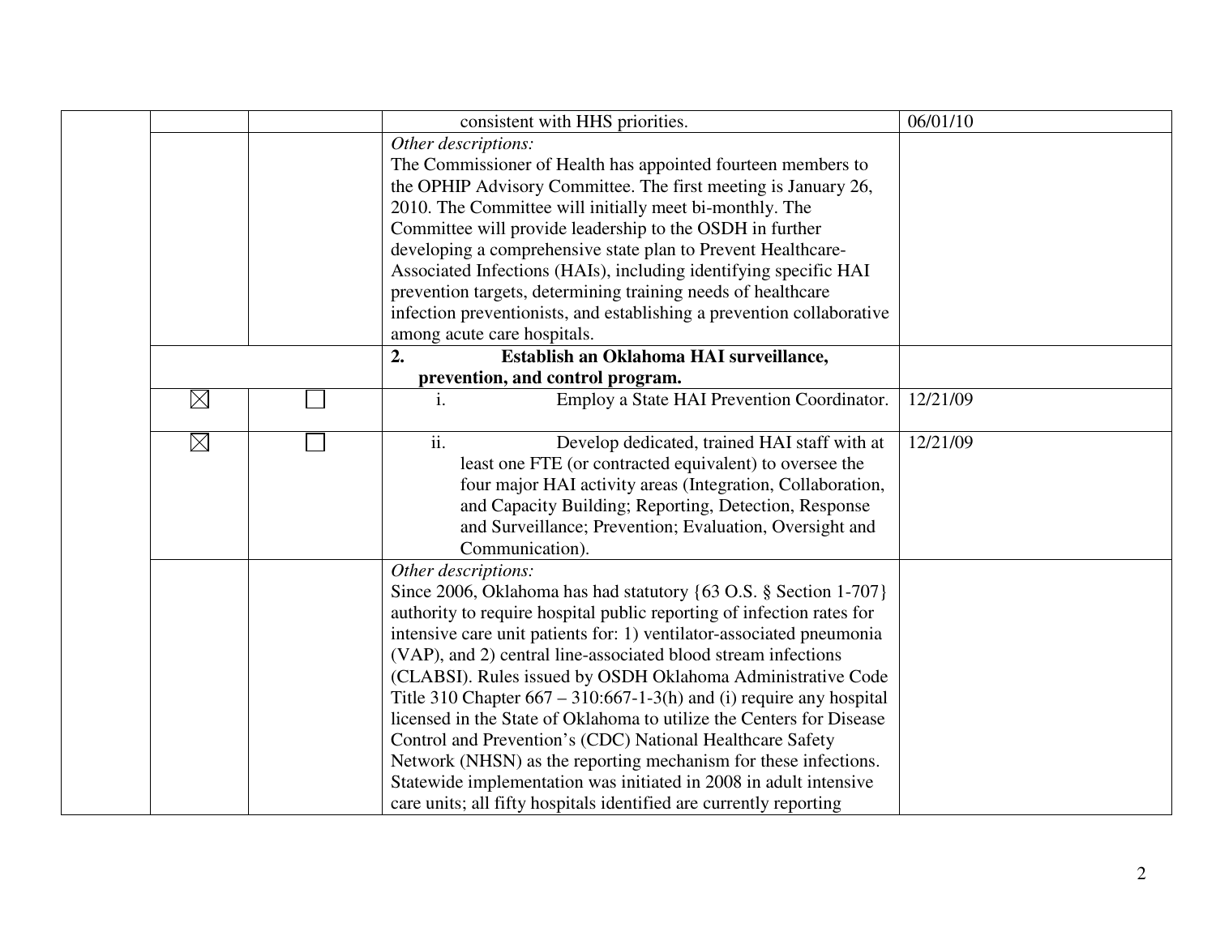|  |  |  |  |  |
|---|---|---|---|---|
|  |  |  | consistent with HHS priorities. | 06/01/10 |
|  |  |  | *Other descriptions:* The Commissioner of Health has appointed fourteen members to the OPHIP Advisory Committee. The first meeting is January 26, 2010. The Committee will initially meet bi-monthly. The Committee will provide leadership to the OSDH in further developing a comprehensive state plan to Prevent Healthcare-Associated Infections (HAIs), including identifying specific HAI prevention targets, determining training needs of healthcare infection preventionists, and establishing a prevention collaborative among acute care hospitals. |  |
|  |  |  | **2. Establish an Oklahoma HAI surveillance, prevention, and control program.** |  |
|  | ☒ | ☐ | i. Employ a State HAI Prevention Coordinator. | 12/21/09 |
|  | ☒ | ☐ | ii. Develop dedicated, trained HAI staff with at least one FTE (or contracted equivalent) to oversee the four major HAI activity areas (Integration, Collaboration, and Capacity Building; Reporting, Detection, Response and Surveillance; Prevention; Evaluation, Oversight and Communication). | 12/21/09 |
|  |  |  | *Other descriptions:* Since 2006, Oklahoma has had statutory {63 O.S. § Section 1-707} authority to require hospital public reporting of infection rates for intensive care unit patients for: 1) ventilator-associated pneumonia (VAP), and 2) central line-associated blood stream infections (CLABSI). Rules issued by OSDH Oklahoma Administrative Code Title 310 Chapter 667 – 310:667-1-3(h) and (i) require any hospital licensed in the State of Oklahoma to utilize the Centers for Disease Control and Prevention's (CDC) National Healthcare Safety Network (NHSN) as the reporting mechanism for these infections. Statewide implementation was initiated in 2008 in adult intensive care units; all fifty hospitals identified are currently reporting |  |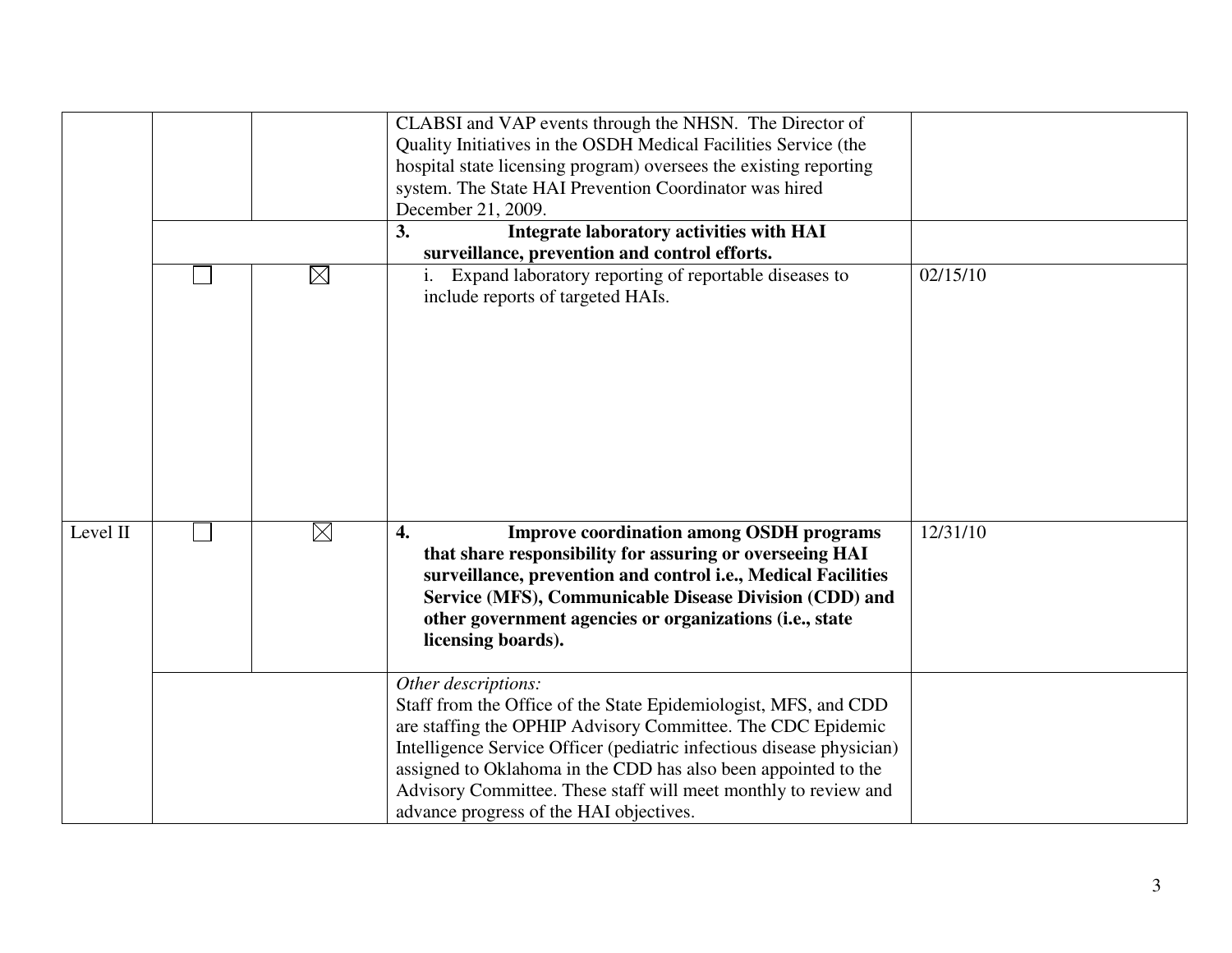| | | | | |
|---|---|---|---|---|
| | | | CLABSI and VAP events through the NHSN. The Director of Quality Initiatives in the OSDH Medical Facilities Service (the hospital state licensing program) oversees the existing reporting system. The State HAI Prevention Coordinator was hired December 21, 2009. | |
| | | | **3. Integrate laboratory activities with HAI surveillance, prevention and control efforts.** | |
| | ☐ | ☒ | i. Expand laboratory reporting of reportable diseases to include reports of targeted HAIs. | 02/15/10 |
| Level II | ☐ | ☒ | **4. Improve coordination among OSDH programs that share responsibility for assuring or overseeing HAI surveillance, prevention and control i.e., Medical Facilities Service (MFS), Communicable Disease Division (CDD) and other government agencies or organizations (i.e., state licensing boards).** | 12/31/10 |
| | | | *Other descriptions:* Staff from the Office of the State Epidemiologist, MFS, and CDD are staffing the OPHIP Advisory Committee. The CDC Epidemic Intelligence Service Officer (pediatric infectious disease physician) assigned to Oklahoma in the CDD has also been appointed to the Advisory Committee. These staff will meet monthly to review and advance progress of the HAI objectives. | |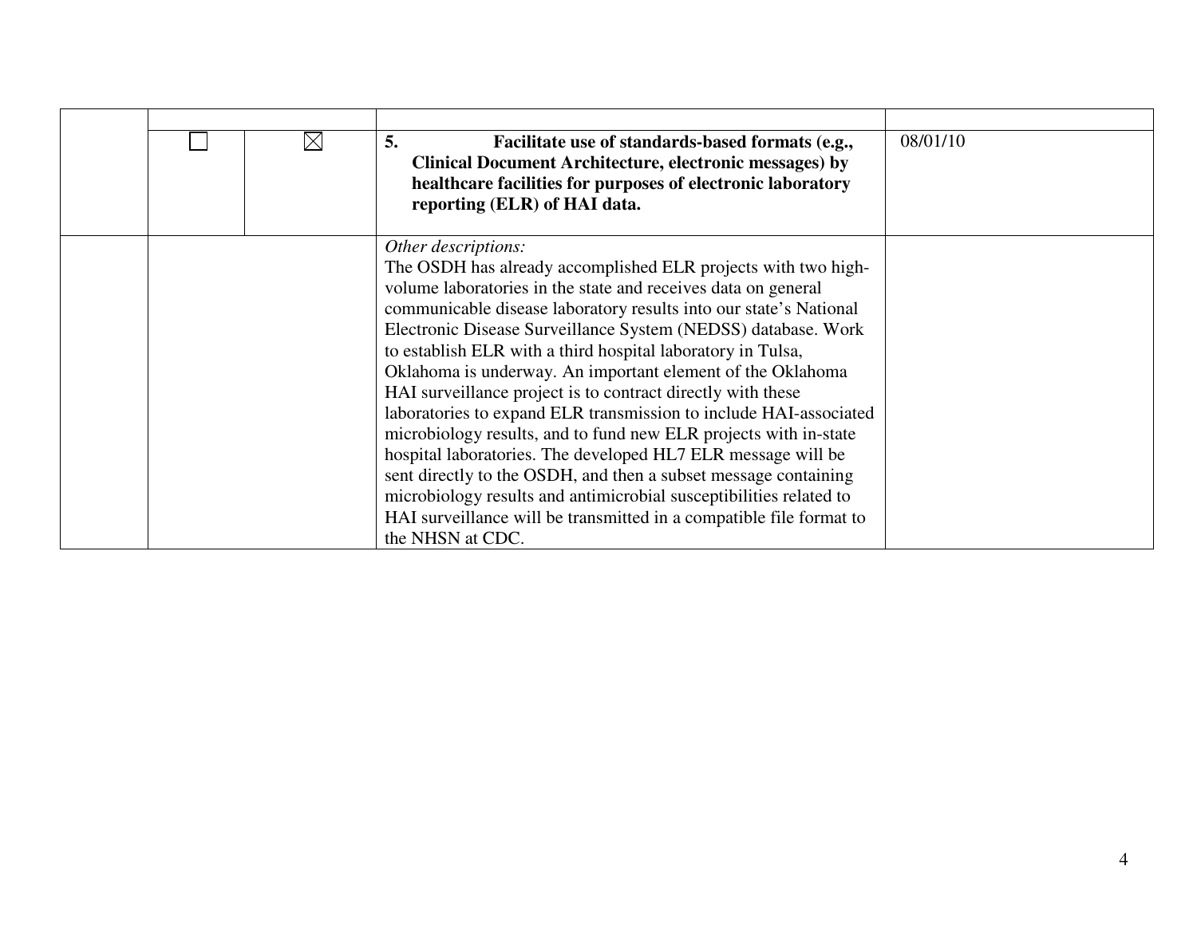|  |  |  |  |  |
|---|---|---|---|---|
|  |  |  |  |  |
|  | ☐ | ☒ | **5. Facilitate use of standards-based formats (e.g., Clinical Document Architecture, electronic messages) by healthcare facilities for purposes of electronic laboratory reporting (ELR) of HAI data.** | 08/01/10 |
|  |  |  | *Other descriptions:* The OSDH has already accomplished ELR projects with two high-volume laboratories in the state and receives data on general communicable disease laboratory results into our state's National Electronic Disease Surveillance System (NEDSS) database. Work to establish ELR with a third hospital laboratory in Tulsa, Oklahoma is underway. An important element of the Oklahoma HAI surveillance project is to contract directly with these laboratories to expand ELR transmission to include HAI-associated microbiology results, and to fund new ELR projects with in-state hospital laboratories. The developed HL7 ELR message will be sent directly to the OSDH, and then a subset message containing microbiology results and antimicrobial susceptibilities related to HAI surveillance will be transmitted in a compatible file format to the NHSN at CDC. |  |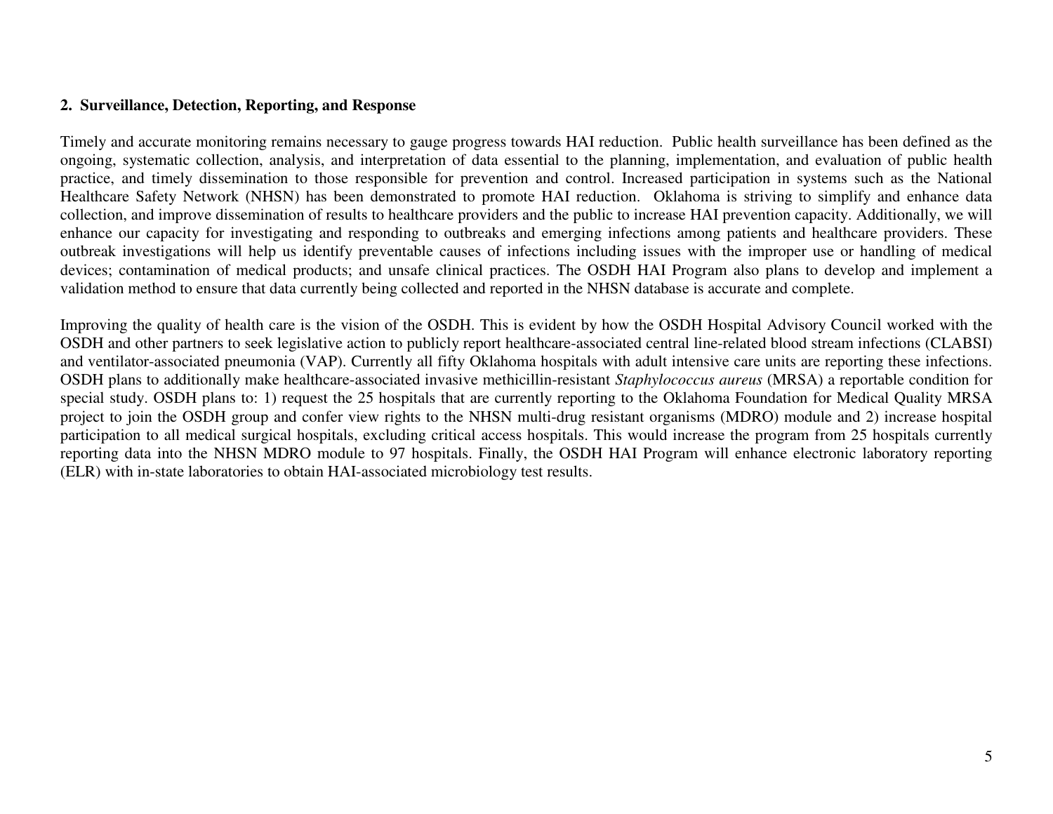## 2. Surveillance, Detection, Reporting, and Response

Timely and accurate monitoring remains necessary to gauge progress towards HAI reduction. Public health surveillance has been defined as the ongoing, systematic collection, analysis, and interpretation of data essential to the planning, implementation, and evaluation of public health practice, and timely dissemination to those responsible for prevention and control. Increased participation in systems such as the National Healthcare Safety Network (NHSN) has been demonstrated to promote HAI reduction. Oklahoma is striving to simplify and enhance data collection, and improve dissemination of results to healthcare providers and the public to increase HAI prevention capacity. Additionally, we will enhance our capacity for investigating and responding to outbreaks and emerging infections among patients and healthcare providers. These outbreak investigations will help us identify preventable causes of infections including issues with the improper use or handling of medical devices; contamination of medical products; and unsafe clinical practices. The OSDH HAI Program also plans to develop and implement a validation method to ensure that data currently being collected and reported in the NHSN database is accurate and complete.

Improving the quality of health care is the vision of the OSDH. This is evident by how the OSDH Hospital Advisory Council worked with the OSDH and other partners to seek legislative action to publicly report healthcare-associated central line-related blood stream infections (CLABSI) and ventilator-associated pneumonia (VAP). Currently all fifty Oklahoma hospitals with adult intensive care units are reporting these infections. OSDH plans to additionally make healthcare-associated invasive methicillin-resistant *Staphylococcus aureus* (MRSA) a reportable condition for special study. OSDH plans to: 1) request the 25 hospitals that are currently reporting to the Oklahoma Foundation for Medical Quality MRSA project to join the OSDH group and confer view rights to the NHSN multi-drug resistant organisms (MDRO) module and 2) increase hospital participation to all medical surgical hospitals, excluding critical access hospitals. This would increase the program from 25 hospitals currently reporting data into the NHSN MDRO module to 97 hospitals. Finally, the OSDH HAI Program will enhance electronic laboratory reporting (ELR) with in-state laboratories to obtain HAI-associated microbiology test results.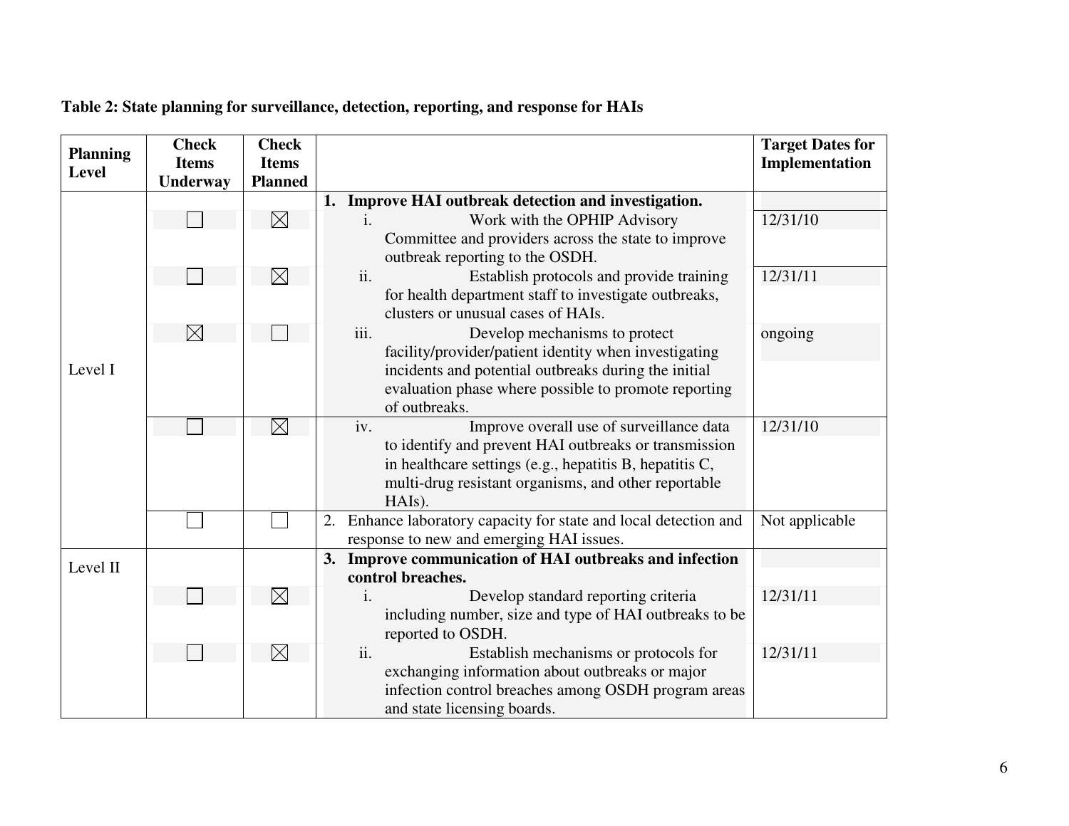**Table 2: State planning for surveillance, detection, reporting, and response for HAIs**

| Planning Level | Check Items Underway | Check Items Planned | | Target Dates for Implementation |
|---|---|---|---|---|
| Level I | | | **1. Improve HAI outbreak detection and investigation.** | |
| | ☐ | ☒ | i. Work with the OPHIP Advisory Committee and providers across the state to improve outbreak reporting to the OSDH. | 12/31/10 |
| | ☐ | ☒ | ii. Establish protocols and provide training for health department staff to investigate outbreaks, clusters or unusual cases of HAIs. | 12/31/11 |
| | ☒ | ☐ | iii. Develop mechanisms to protect facility/provider/patient identity when investigating incidents and potential outbreaks during the initial evaluation phase where possible to promote reporting of outbreaks. | ongoing |
| | ☐ | ☒ | iv. Improve overall use of surveillance data to identify and prevent HAI outbreaks or transmission in healthcare settings (e.g., hepatitis B, hepatitis C, multi-drug resistant organisms, and other reportable HAIs). | 12/31/10 |
| | ☐ | ☐ | 2. Enhance laboratory capacity for state and local detection and response to new and emerging HAI issues. | Not applicable |
| Level II | | | **3. Improve communication of HAI outbreaks and infection control breaches.** | |
| | ☐ | ☒ | i. Develop standard reporting criteria including number, size and type of HAI outbreaks to be reported to OSDH. | 12/31/11 |
| | ☐ | ☒ | ii. Establish mechanisms or protocols for exchanging information about outbreaks or major infection control breaches among OSDH program areas and state licensing boards. | 12/31/11 |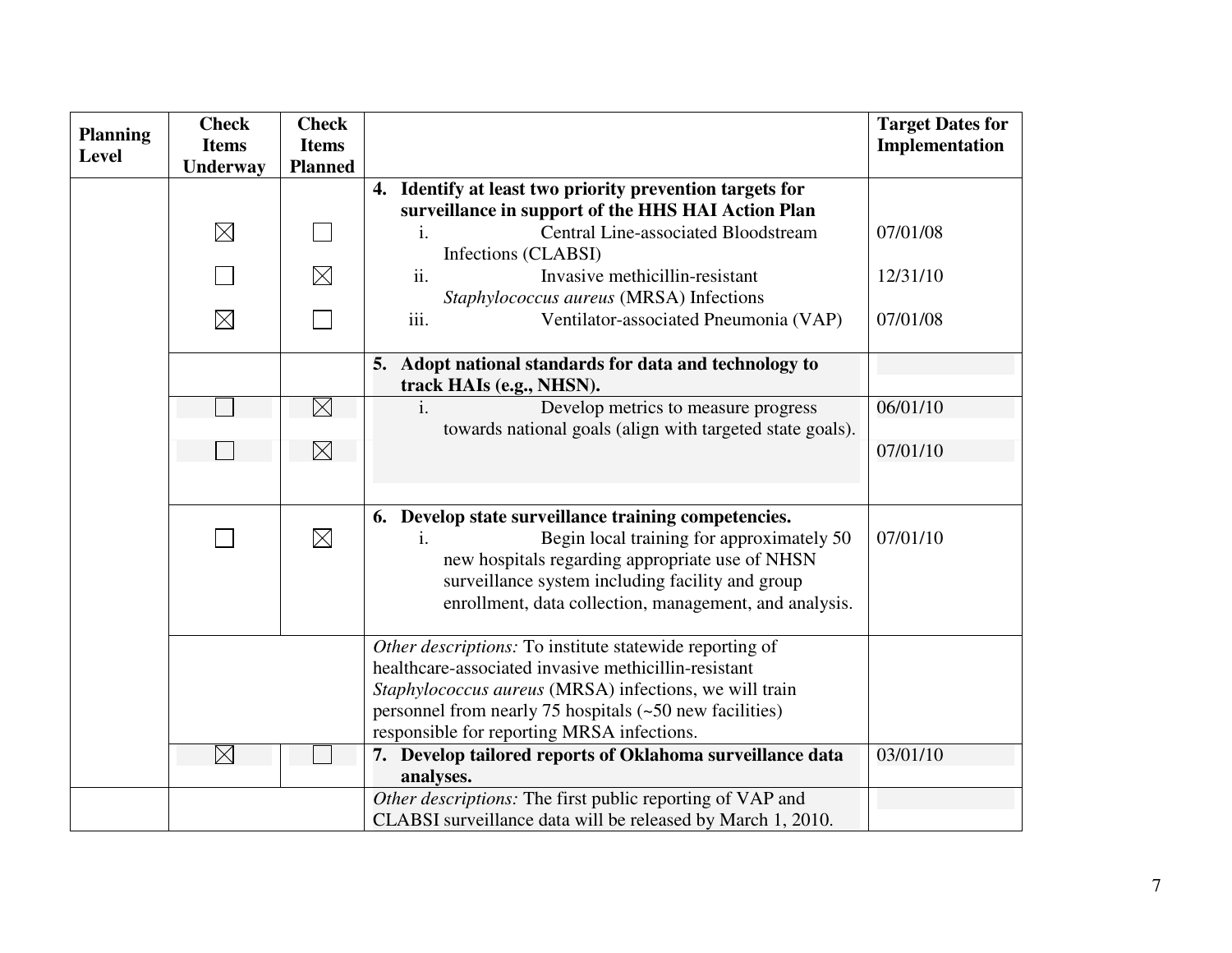| Planning Level | Check Items Underway | Check Items Planned | | Target Dates for Implementation |
|---|---|---|---|---|
| | | | **4. Identify at least two priority prevention targets for surveillance in support of the HHS HAI Action Plan** | |
| | ☒ | ☐ | i. Central Line-associated Bloodstream Infections (CLABSI) | 07/01/08 |
| | ☐ | ☒ | ii. Invasive methicillin-resistant *Staphylococcus aureus* (MRSA) Infections | 12/31/10 |
| | ☒ | ☐ | iii. Ventilator-associated Pneumonia (VAP) | 07/01/08 |
| | | | **5. Adopt national standards for data and technology to track HAIs (e.g., NHSN).** | |
| | ☐ | ☒ | i. Develop metrics to measure progress towards national goals (align with targeted state goals). | 06/01/10 |
| | ☐ | ☒ | | 07/01/10 |
| | | | **6. Develop state surveillance training competencies.** | |
| | ☐ | ☒ | i. Begin local training for approximately 50 new hospitals regarding appropriate use of NHSN surveillance system including facility and group enrollment, data collection, management, and analysis. | 07/01/10 |
| | | | *Other descriptions:* To institute statewide reporting of healthcare-associated invasive methicillin-resistant *Staphylococcus aureus* (MRSA) infections, we will train personnel from nearly 75 hospitals (~50 new facilities) responsible for reporting MRSA infections. | |
| | ☒ | ☐ | **7. Develop tailored reports of Oklahoma surveillance data analyses.** | 03/01/10 |
| | | | *Other descriptions:* The first public reporting of VAP and CLABSI surveillance data will be released by March 1, 2010. | |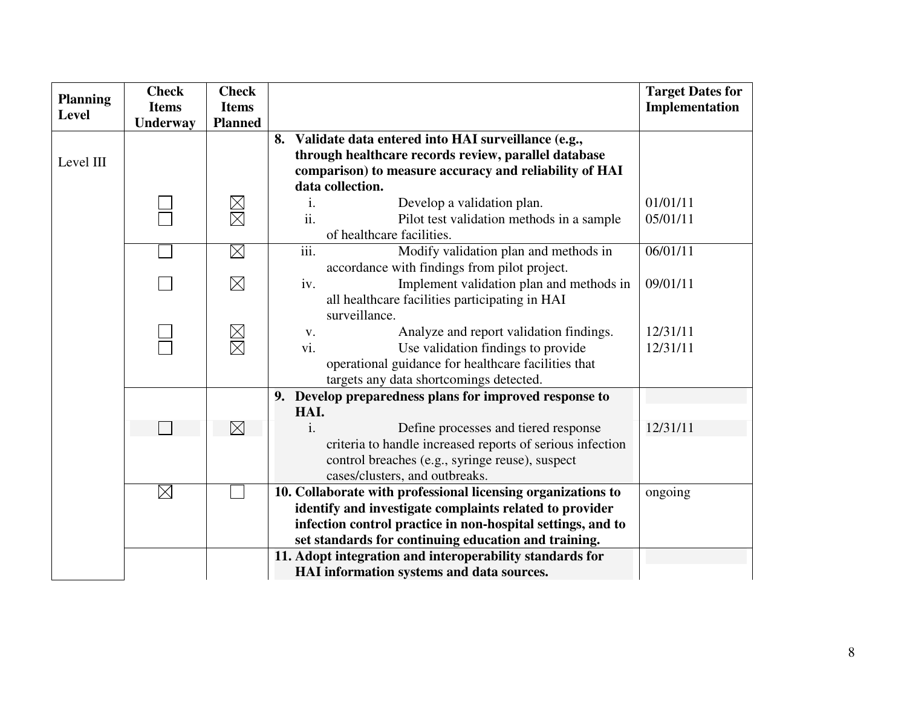| Planning Level | Check Items Underway | Check Items Planned | | Target Dates for Implementation |
|---|---|---|---|---|
| Level III | | | **8. Validate data entered into HAI surveillance (e.g., through healthcare records review, parallel database comparison) to measure accuracy and reliability of HAI data collection.** | |
| | ☐ | ☒ | i. Develop a validation plan. | 01/01/11 |
| | ☐ | ☒ | ii. Pilot test validation methods in a sample of healthcare facilities. | 05/01/11 |
| | ☐ | ☒ | iii. Modify validation plan and methods in accordance with findings from pilot project. | 06/01/11 |
| | ☐ | ☒ | iv. Implement validation plan and methods in all healthcare facilities participating in HAI surveillance. | 09/01/11 |
| | ☐ | ☒ | v. Analyze and report validation findings. | 12/31/11 |
| | ☐ | ☒ | vi. Use validation findings to provide operational guidance for healthcare facilities that targets any data shortcomings detected. | 12/31/11 |
| | | | **9. Develop preparedness plans for improved response to HAI.** | |
| | ☐ | ☒ | i. Define processes and tiered response criteria to handle increased reports of serious infection control breaches (e.g., syringe reuse), suspect cases/clusters, and outbreaks. | 12/31/11 |
| | ☒ | ☐ | **10. Collaborate with professional licensing organizations to identify and investigate complaints related to provider infection control practice in non-hospital settings, and to set standards for continuing education and training.** | ongoing |
| | | | **11. Adopt integration and interoperability standards for HAI information systems and data sources.** | |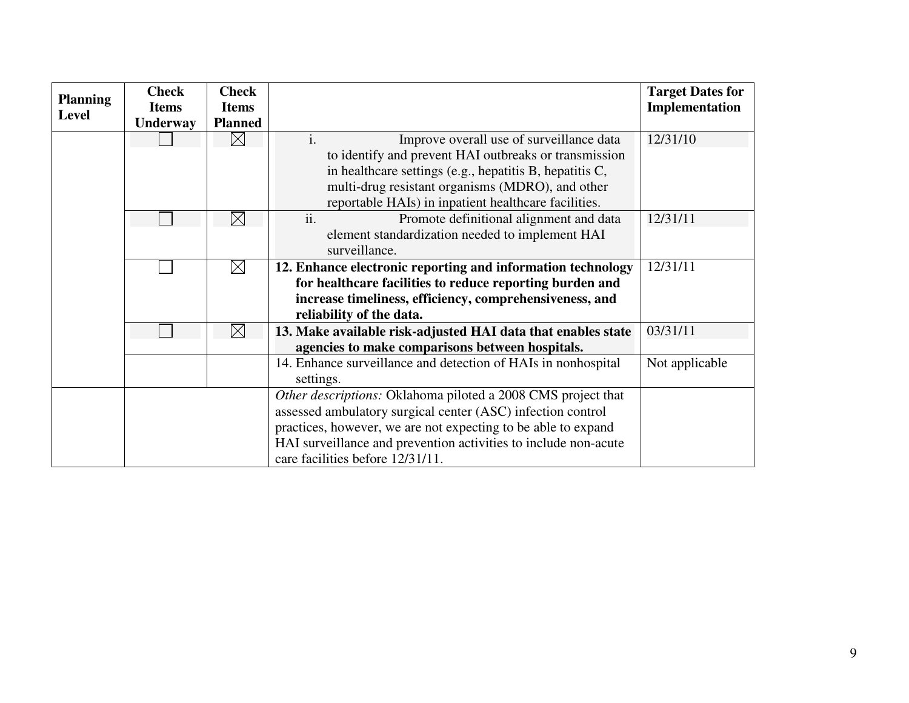| Planning Level | Check Items Underway | Check Items Planned | | Target Dates for Implementation |
|---|---|---|---|---|
| | ☐ | ☒ | i. Improve overall use of surveillance data to identify and prevent HAI outbreaks or transmission in healthcare settings (e.g., hepatitis B, hepatitis C, multi-drug resistant organisms (MDRO), and other reportable HAIs) in inpatient healthcare facilities. | 12/31/10 |
| | ☐ | ☒ | ii. Promote definitional alignment and data element standardization needed to implement HAI surveillance. | 12/31/11 |
| | ☐ | ☒ | **12. Enhance electronic reporting and information technology for healthcare facilities to reduce reporting burden and increase timeliness, efficiency, comprehensiveness, and reliability of the data.** | 12/31/11 |
| | ☐ | ☒ | **13. Make available risk-adjusted HAI data that enables state agencies to make comparisons between hospitals.** | 03/31/11 |
| | | | 14. Enhance surveillance and detection of HAIs in nonhospital settings. | Not applicable |
| | | | *Other descriptions:* Oklahoma piloted a 2008 CMS project that assessed ambulatory surgical center (ASC) infection control practices, however, we are not expecting to be able to expand HAI surveillance and prevention activities to include non-acute care facilities before 12/31/11. | |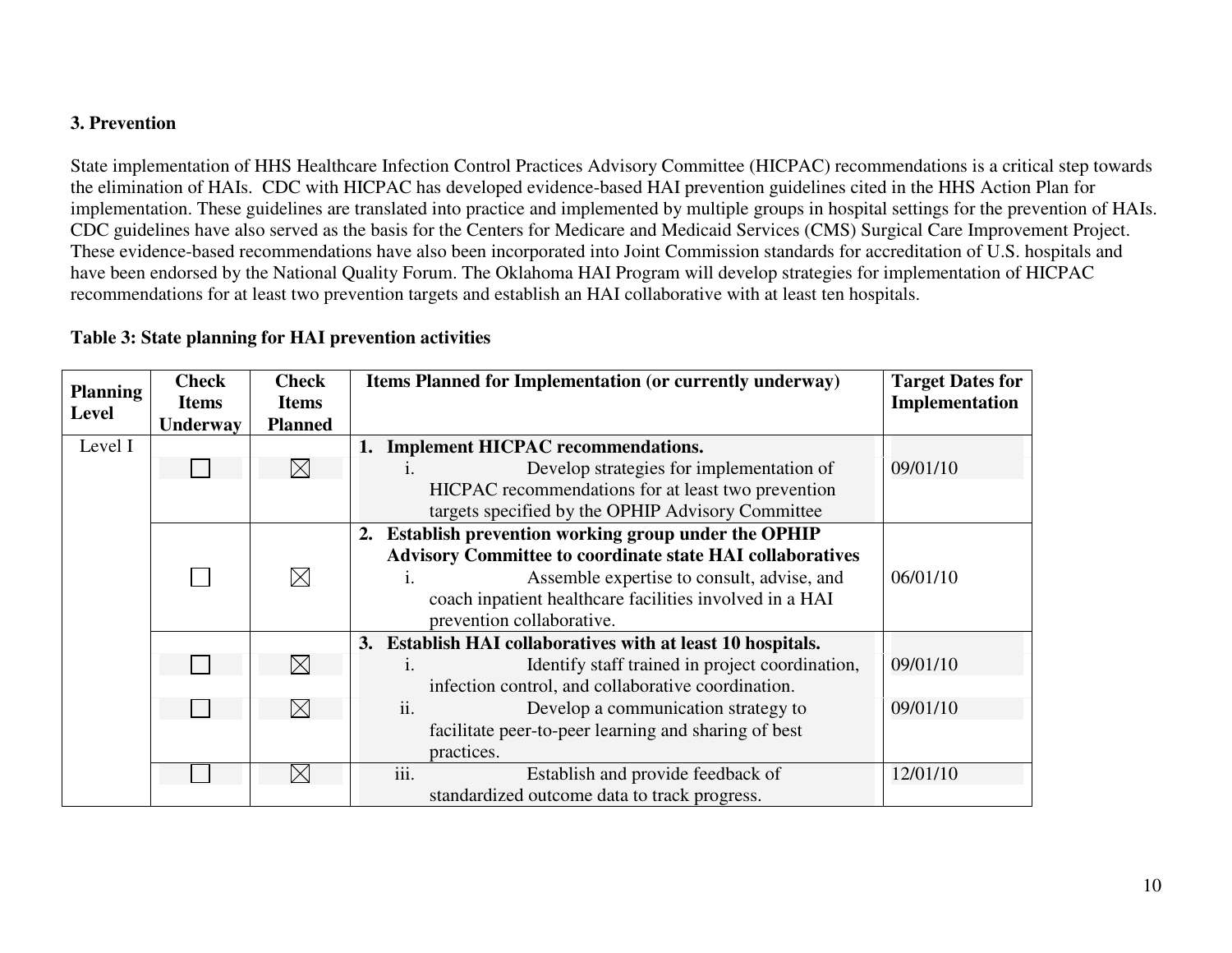## 3. Prevention

State implementation of HHS Healthcare Infection Control Practices Advisory Committee (HICPAC) recommendations is a critical step towards the elimination of HAIs. CDC with HICPAC has developed evidence-based HAI prevention guidelines cited in the HHS Action Plan for implementation. These guidelines are translated into practice and implemented by multiple groups in hospital settings for the prevention of HAIs. CDC guidelines have also served as the basis for the Centers for Medicare and Medicaid Services (CMS) Surgical Care Improvement Project. These evidence-based recommendations have also been incorporated into Joint Commission standards for accreditation of U.S. hospitals and have been endorsed by the National Quality Forum. The Oklahoma HAI Program will develop strategies for implementation of HICPAC recommendations for at least two prevention targets and establish an HAI collaborative with at least ten hospitals.

**Table 3: State planning for HAI prevention activities**

| Planning Level | Check Items Underway | Check Items Planned | Items Planned for Implementation (or currently underway) | Target Dates for Implementation |
|---|---|---|---|---|
| Level I | | | **1. Implement HICPAC recommendations.** | |
| | ☐ | ☒ | i. Develop strategies for implementation of HICPAC recommendations for at least two prevention targets specified by the OPHIP Advisory Committee | 09/01/10 |
| | | | **2. Establish prevention working group under the OPHIP Advisory Committee to coordinate state HAI collaboratives** | |
| | ☐ | ☒ | i. Assemble expertise to consult, advise, and coach inpatient healthcare facilities involved in a HAI prevention collaborative. | 06/01/10 |
| | | | **3. Establish HAI collaboratives with at least 10 hospitals.** | |
| | ☐ | ☒ | i. Identify staff trained in project coordination, infection control, and collaborative coordination. | 09/01/10 |
| | ☐ | ☒ | ii. Develop a communication strategy to facilitate peer-to-peer learning and sharing of best practices. | 09/01/10 |
| | ☐ | ☒ | iii. Establish and provide feedback of standardized outcome data to track progress. | 12/01/10 |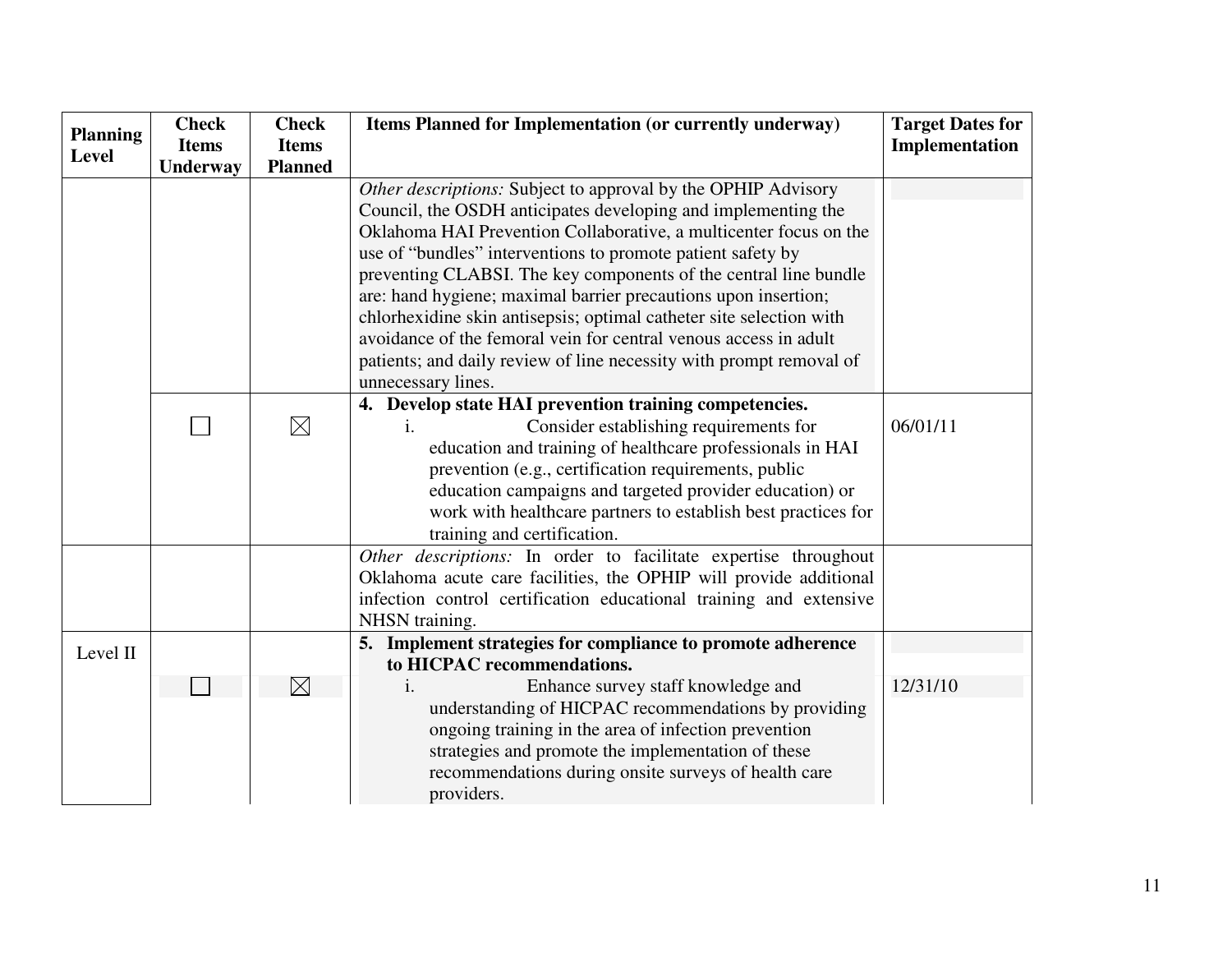| Planning Level | Check Items Underway | Check Items Planned | Items Planned for Implementation (or currently underway) | Target Dates for Implementation |
|---|---|---|---|---|
| | | | *Other descriptions:* Subject to approval by the OPHIP Advisory Council, the OSDH anticipates developing and implementing the Oklahoma HAI Prevention Collaborative, a multicenter focus on the use of "bundles" interventions to promote patient safety by preventing CLABSI. The key components of the central line bundle are: hand hygiene; maximal barrier precautions upon insertion; chlorhexidine skin antisepsis; optimal catheter site selection with avoidance of the femoral vein for central venous access in adult patients; and daily review of line necessity with prompt removal of unnecessary lines. | |
| | | | **4. Develop state HAI prevention training competencies.** | |
| | ☐ | ☒ | i. Consider establishing requirements for education and training of healthcare professionals in HAI prevention (e.g., certification requirements, public education campaigns and targeted provider education) or work with healthcare partners to establish best practices for training and certification. | 06/01/11 |
| | | | *Other descriptions:* In order to facilitate expertise throughout Oklahoma acute care facilities, the OPHIP will provide additional infection control certification educational training and extensive NHSN training. | |
| Level II | | | **5. Implement strategies for compliance to promote adherence to HICPAC recommendations.** | |
| | ☐ | ☒ | i. Enhance survey staff knowledge and understanding of HICPAC recommendations by providing ongoing training in the area of infection prevention strategies and promote the implementation of these recommendations during onsite surveys of health care providers. | 12/31/10 |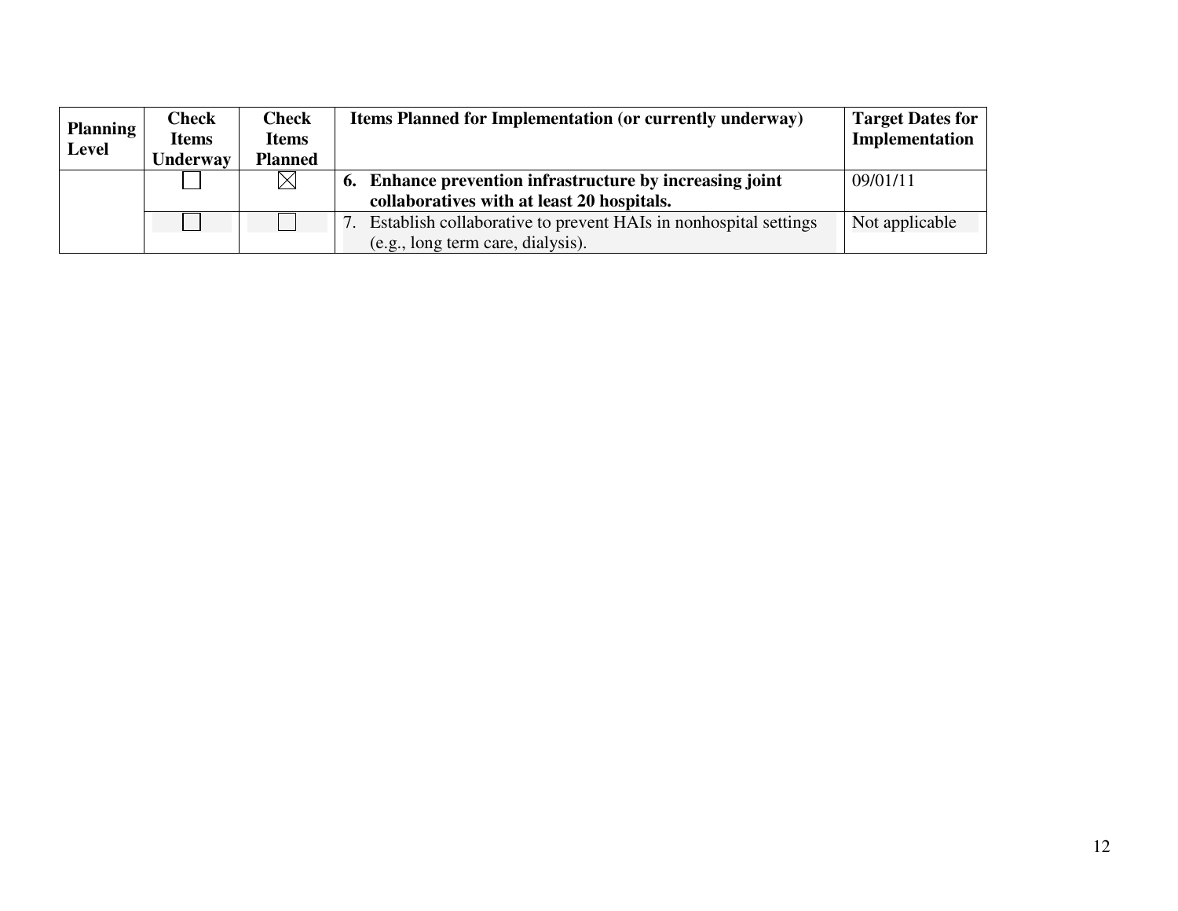| Planning Level | Check Items Underway | Check Items Planned | Items Planned for Implementation (or currently underway) | Target Dates for Implementation |
|---|---|---|---|---|
| | ☐ | ☒ | **6. Enhance prevention infrastructure by increasing joint collaboratives with at least 20 hospitals.** | 09/01/11 |
| | ☐ | ☐ | 7. Establish collaborative to prevent HAIs in nonhospital settings (e.g., long term care, dialysis). | Not applicable |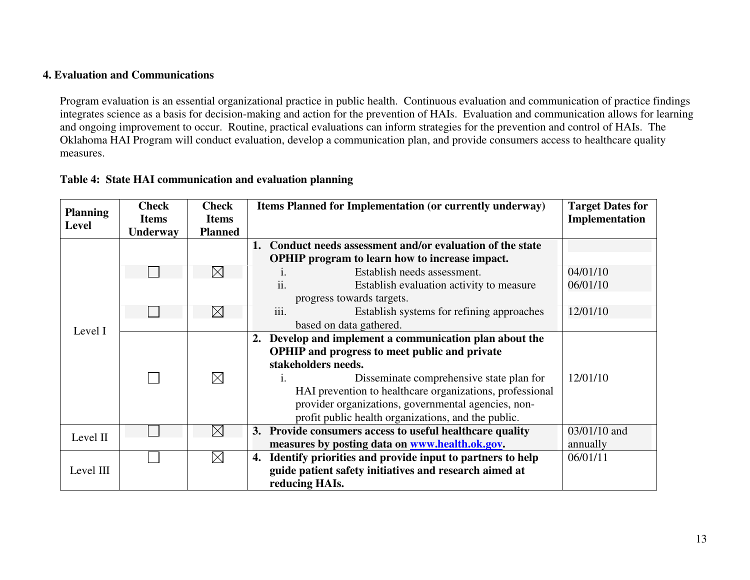**4. Evaluation and Communications**

Program evaluation is an essential organizational practice in public health. Continuous evaluation and communication of practice findings integrates science as a basis for decision-making and action for the prevention of HAIs. Evaluation and communication allows for learning and ongoing improvement to occur. Routine, practical evaluations can inform strategies for the prevention and control of HAIs. The Oklahoma HAI Program will conduct evaluation, develop a communication plan, and provide consumers access to healthcare quality measures.

**Table 4: State HAI communication and evaluation planning**

| Planning Level | Check Items Underway | Check Items Planned | Items Planned for Implementation (or currently underway) | Target Dates for Implementation |
|---|---|---|---|---|
| Level I | | | **1. Conduct needs assessment and/or evaluation of the state OPHIP program to learn how to increase impact.** | |
| | ☐ | ☒ | i. Establish needs assessment. | 04/01/10 |
| | | | ii. Establish evaluation activity to measure progress towards targets. | 06/01/10 |
| | ☐ | ☒ | iii. Establish systems for refining approaches based on data gathered. | 12/01/10 |
| | | | **2. Develop and implement a communication plan about the OPHIP and progress to meet public and private stakeholders needs.** | |
| | ☐ | ☒ | i. Disseminate comprehensive state plan for HAI prevention to healthcare organizations, professional provider organizations, governmental agencies, non-profit public health organizations, and the public. | 12/01/10 |
| Level II | ☐ | ☒ | **3. Provide consumers access to useful healthcare quality measures by posting data on [www.health.ok.gov](http://www.health.ok.gov).** | 03/01/10 and annually |
| Level III | ☐ | ☒ | **4. Identify priorities and provide input to partners to help guide patient safety initiatives and research aimed at reducing HAIs.** | 06/01/11 |